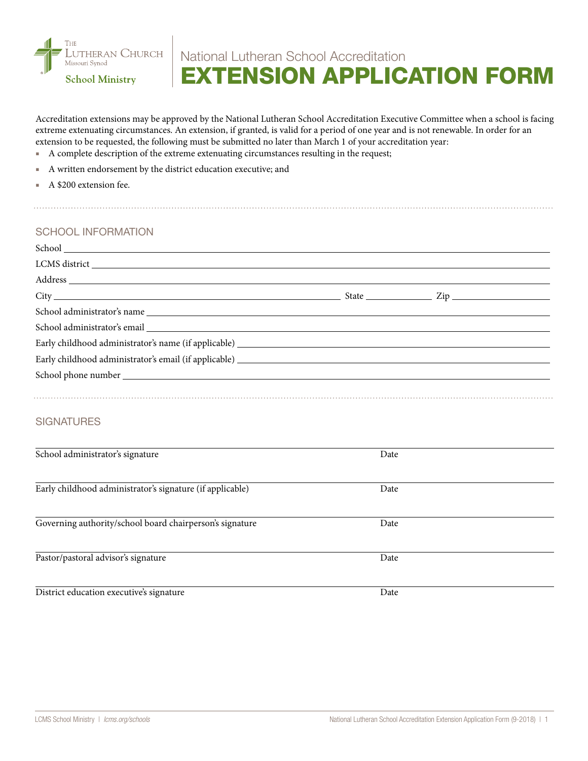The Lutheran Church Missouri Synod

School Ministry

# National Lutheran School Accreditation
# EXTENSION APPLICATION FORM

Accreditation extensions may be approved by the National Lutheran School Accreditation Executive Committee when a school is facing extreme extenuating circumstances. An extension, if granted, is valid for a period of one year and is not renewable. In order for an extension to be requested, the following must be submitted no later than March 1 of your accreditation year:

- A complete description of the extreme extenuating circumstances resulting in the request;
- A written endorsement by the district education executive; and
- A $200 extension fee.

## SCHOOL INFORMATION

School ______________________________

LCMS district ______________________________

Address ______________________________

City ______________________________ State ____________ Zip ____________

School administrator's name ______________________________

School administrator's email ______________________________

Early childhood administrator's name (if applicable) ______________________________

Early childhood administrator's email (if applicable) ______________________________

School phone number ______________________________

## SIGNATURES

______________________________
School administrator's signature Date

______________________________
Early childhood administrator's signature (if applicable) Date

______________________________
Governing authority/school board chairperson's signature Date

______________________________
Pastor/pastoral advisor's signature Date

______________________________
District education executive's signature Date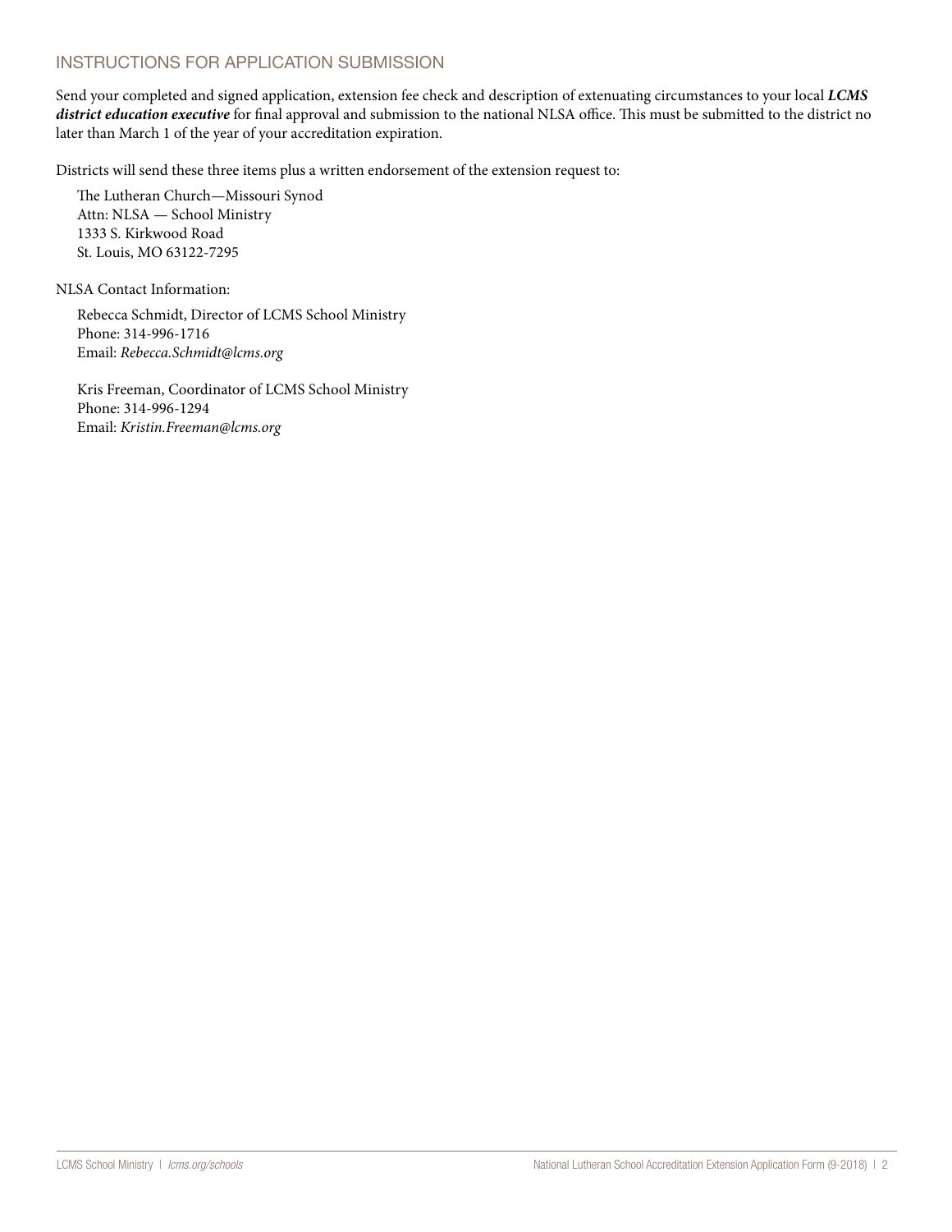## INSTRUCTIONS FOR APPLICATION SUBMISSION

Send your completed and signed application, extension fee check and description of extenuating circumstances to your local ***LCMS district education executive*** for final approval and submission to the national NLSA office. This must be submitted to the district no later than March 1 of the year of your accreditation expiration.

Districts will send these three items plus a written endorsement of the extension request to:

The Lutheran Church—Missouri Synod
Attn: NLSA — School Ministry
1333 S. Kirkwood Road
St. Louis, MO 63122-7295

NLSA Contact Information:

Rebecca Schmidt, Director of LCMS School Ministry
Phone: 314-996-1716
Email: *Rebecca.Schmidt@lcms.org*

Kris Freeman, Coordinator of LCMS School Ministry
Phone: 314-996-1294
Email: *Kristin.Freeman@lcms.org*